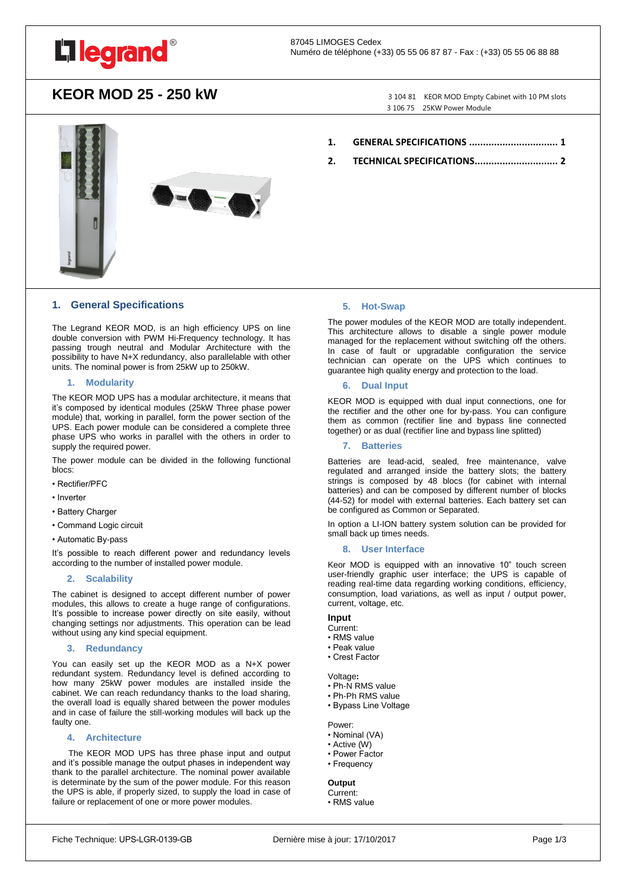87045 LIMOGES Cedex
Numéro de téléphone (+33) 05 55 06 87 87 - Fax : (+33) 05 55 06 88 88

# KEOR MOD 25 - 250 kW

3 104 81 KEOR MOD Empty Cabinet with 10 PM slots
3 106 75 25KW Power Module

1. GENERAL SPECIFICATIONS ................................ 1
2. TECHNICAL SPECIFICATIONS............................. 2

## 1. General Specifications

The Legrand KEOR MOD, is an high efficiency UPS on line double conversion with PWM Hi-Frequency technology. It has passing trough neutral and Modular Architecture with the possibility to have N+X redundancy, also parallelable with other units. The nominal power is from 25kW up to 250kW.

### 1. Modularity

The KEOR MOD UPS has a modular architecture, it means that it's composed by identical modules (25kW Three phase power module) that, working in parallel, form the power section of the UPS. Each power module can be considered a complete three phase UPS who works in parallel with the others in order to supply the required power.

The power module can be divided in the following functional blocs:

- Rectifier/PFC
- Inverter
- Battery Charger
- Command Logic circuit
- Automatic By-pass

It's possible to reach different power and redundancy levels according to the number of installed power module.

### 2. Scalability

The cabinet is designed to accept different number of power modules, this allows to create a huge range of configurations. It's possible to increase power directly on site easily, without changing settings nor adjustments. This operation can be lead without using any kind special equipment.

### 3. Redundancy

You can easily set up the KEOR MOD as a N+X power redundant system. Redundancy level is defined according to how many 25kW power modules are installed inside the cabinet. We can reach redundancy thanks to the load sharing, the overall load is equally shared between the power modules and in case of failure the still-working modules will back up the faulty one.

### 4. Architecture

The KEOR MOD UPS has three phase input and output and it's possible manage the output phases in independent way thank to the parallel architecture. The nominal power available is determinate by the sum of the power module. For this reason the UPS is able, if properly sized, to supply the load in case of failure or replacement of one or more power modules.

### 5. Hot-Swap

The power modules of the KEOR MOD are totally independent. This architecture allows to disable a single power module managed for the replacement without switching off the others. In case of fault or upgradable configuration the service technician can operate on the UPS which continues to guarantee high quality energy and protection to the load.

### 6. Dual Input

KEOR MOD is equipped with dual input connections, one for the rectifier and the other one for by-pass. You can configure them as common (rectifier line and bypass line connected together) or as dual (rectifier line and bypass line splitted)

### 7. Batteries

Batteries are lead-acid, sealed, free maintenance, valve regulated and arranged inside the battery slots; the battery strings is composed by 48 blocs (for cabinet with internal batteries) and can be composed by different number of blocks (44-52) for model with external batteries. Each battery set can be configured as Common or Separated.

In option a LI-ION battery system solution can be provided for small back up times needs.

### 8. User Interface

Keor MOD is equipped with an innovative 10" touch screen user-friendly graphic user interface; the UPS is capable of reading real-time data regarding working conditions, efficiency, consumption, load variations, as well as input / output power, current, voltage, etc.

**Input**

Current:
- RMS value
- Peak value
- Crest Factor

Voltage**:**
- Ph-N RMS value
- Ph-Ph RMS value
- Bypass Line Voltage

Power:
- Nominal (VA)
- Active (W)
- Power Factor
- Frequency

**Output**

Current:
- RMS value

Fiche Technique: UPS-LGR-0139-GB    Dernière mise à jour: 17/10/2017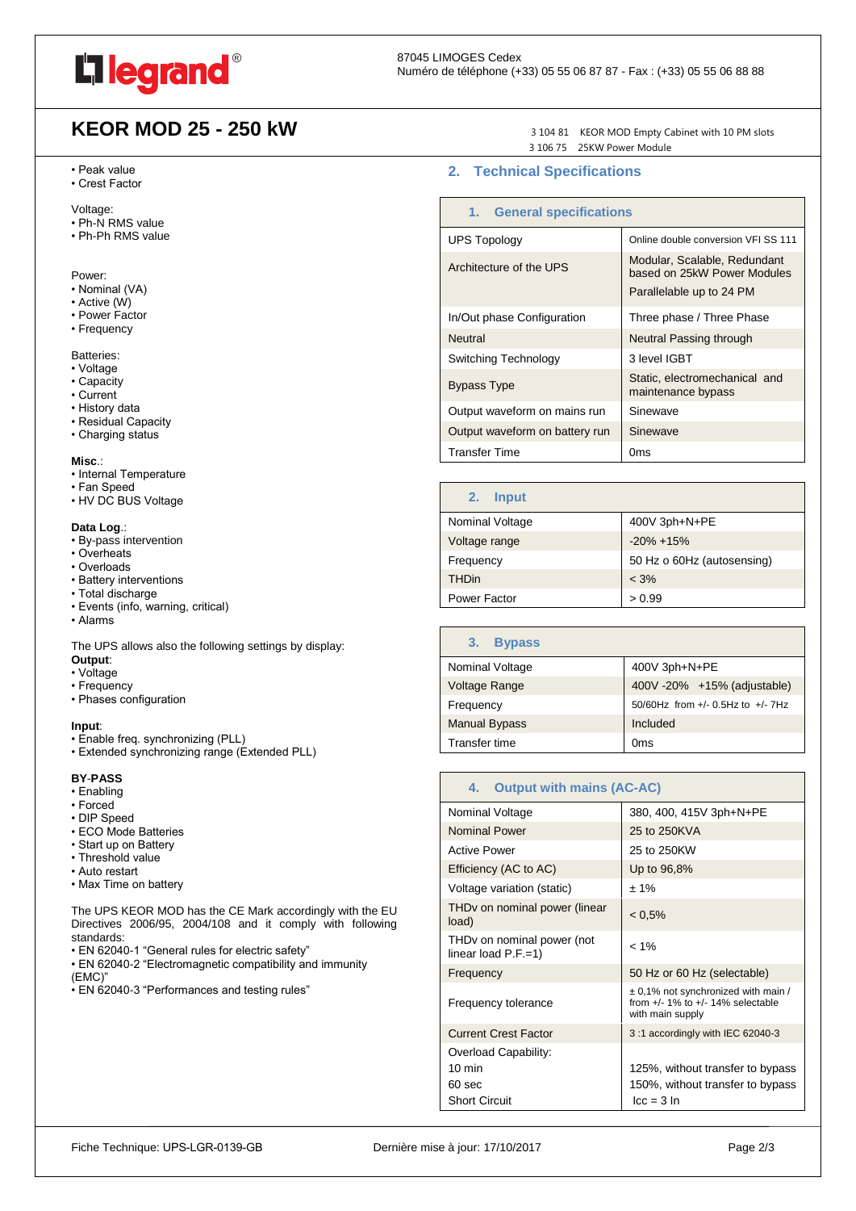# KEOR MOD 25 - 250 kW

3 104 81 KEOR MOD Empty Cabinet with 10 PM slots
3 106 75 25KW Power Module

- Peak value
- Crest Factor

Voltage:
- Ph-N RMS value
- Ph-Ph RMS value

Power:
- Nominal (VA)
- Active (W)
- Power Factor
- Frequency

Batteries:
- Voltage
- Capacity
- Current
- History data
- Residual Capacity
- Charging status

**Misc**.:
- Internal Temperature
- Fan Speed
- HV DC BUS Voltage

**Data Log**.:
- By-pass intervention
- Overheats
- Overloads
- Battery interventions
- Total discharge
- Events (info, warning, critical)
- Alarms

The UPS allows also the following settings by display:

**Output**:
- Voltage
- Frequency
- Phases configuration

**Input**:
- Enable freq. synchronizing (PLL)
- Extended synchronizing range (Extended PLL)

**BY-PASS**
- Enabling
- Forced
- DIP Speed
- ECO Mode Batteries
- Start up on Battery
- Threshold value
- Auto restart
- Max Time on battery

The UPS KEOR MOD has the CE Mark accordingly with the EU Directives 2006/95, 2004/108 and it comply with following standards:
- EN 62040-1 "General rules for electric safety"
- EN 62040-2 "Electromagnetic compatibility and immunity (EMC)"
- EN 62040-3 "Performances and testing rules"

## 2. Technical Specifications

| 1. General specifications | |
|---|---|
| UPS Topology | Online double conversion VFI SS 111 |
| Architecture of the UPS | Modular, Scalable, Redundant based on 25kW Power Modules<br>Parallelable up to 24 PM |
| In/Out phase Configuration | Three phase / Three Phase |
| Neutral | Neutral Passing through |
| Switching Technology | 3 level IGBT |
| Bypass Type | Static, electromechanical and maintenance bypass |
| Output waveform on mains run | Sinewave |
| Output waveform on battery run | Sinewave |
| Transfer Time | 0ms |

| 2. Input | |
|---|---|
| Nominal Voltage | 400V 3ph+N+PE |
| Voltage range | -20% +15% |
| Frequency | 50 Hz o 60Hz (autosensing) |
| THDin | < 3% |
| Power Factor | > 0.99 |

| 3. Bypass | |
|---|---|
| Nominal Voltage | 400V 3ph+N+PE |
| Voltage Range | 400V -20% +15% (adjustable) |
| Frequency | 50/60Hz from +/- 0.5Hz to +/- 7Hz |
| Manual Bypass | Included |
| Transfer time | 0ms |

| 4. Output with mains (AC-AC) | |
|---|---|
| Nominal Voltage | 380, 400, 415V 3ph+N+PE |
| Nominal Power | 25 to 250KVA |
| Active Power | 25 to 250KW |
| Efficiency (AC to AC) | Up to 96,8% |
| Voltage variation (static) | ± 1% |
| THDv on nominal power (linear load) | < 0,5% |
| THDv on nominal power (not linear load P.F.=1) | < 1% |
| Frequency | 50 Hz or 60 Hz (selectable) |
| Frequency tolerance | ± 0,1% not synchronized with main / from +/- 1% to +/- 14% selectable with main supply |
| Current Crest Factor | 3 :1 accordingly with IEC 62040-3 |
| Overload Capability:<br>10 min<br>60 sec<br>Short Circuit | <br>125%, without transfer to bypass<br>150%, without transfer to bypass<br>Icc = 3 In |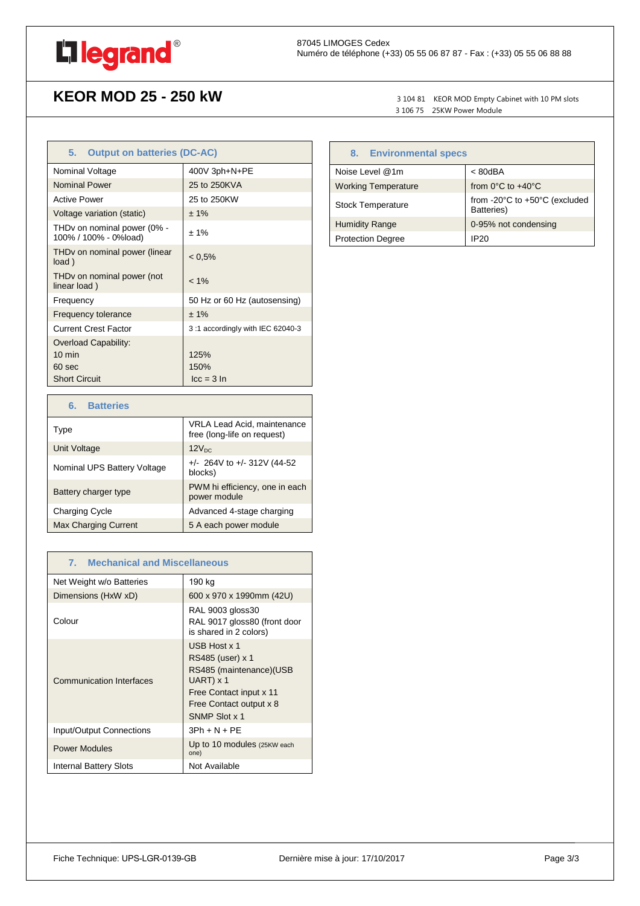87045 LIMOGES Cedex
Numéro de téléphone (+33) 05 55 06 87 87 - Fax : (+33) 05 55 06 88 88

# KEOR MOD 25 - 250 kW

3 104 81 KEOR MOD Empty Cabinet with 10 PM slots
3 106 75 25KW Power Module

## 5. Output on batteries (DC-AC)

| | |
|---|---|
| Nominal Voltage | 400V 3ph+N+PE |
| Nominal Power | 25 to 250KVA |
| Active Power | 25 to 250KW |
| Voltage variation (static) | ± 1% |
| THDv on nominal power (0% - 100% / 100% - 0%load) | ± 1% |
| THDv on nominal power (linear load ) | < 0,5% |
| THDv on nominal power (not linear load ) | < 1% |
| Frequency | 50 Hz or 60 Hz (autosensing) |
| Frequency tolerance | ± 1% |
| Current Crest Factor | 3 :1 accordingly with IEC 62040-3 |
| Overload Capability:<br>10 min<br>60 sec<br>Short Circuit | <br>125%<br>150%<br>Icc = 3 In |

## 6. Batteries

| | |
|---|---|
| Type | VRLA Lead Acid, maintenance free (long-life on request) |
| Unit Voltage | $12V_{DC}$ |
| Nominal UPS Battery Voltage | +/- 264V to +/- 312V (44-52 blocks) |
| Battery charger type | PWM hi efficiency, one in each power module |
| Charging Cycle | Advanced 4-stage charging |
| Max Charging Current | 5 A each power module |

## 7. Mechanical and Miscellaneous

| | |
|---|---|
| Net Weight w/o Batteries | 190 kg |
| Dimensions (HxW xD) | 600 x 970 x 1990mm (42U) |
| Colour | RAL 9003 gloss30<br>RAL 9017 gloss80 (front door is shared in 2 colors) |
| Communication Interfaces | USB Host x 1<br>RS485 (user) x 1<br>RS485 (maintenance)(USB UART) x 1<br>Free Contact input x 11<br>Free Contact output x 8<br>SNMP Slot x 1 |
| Input/Output Connections | 3Ph + N + PE |
| Power Modules | Up to 10 modules (25KW each one) |
| Internal Battery Slots | Not Available |

## 8. Environmental specs

| | |
|---|---|
| Noise Level @1m | < 80dBA |
| Working Temperature | from 0°C to +40°C |
| Stock Temperature | from -20°C to +50°C (excluded Batteries) |
| Humidity Range | 0-95% not condensing |
| Protection Degree | IP20 |

Fiche Technique: UPS-LGR-0139-GB Dernière mise à jour: 17/10/2017